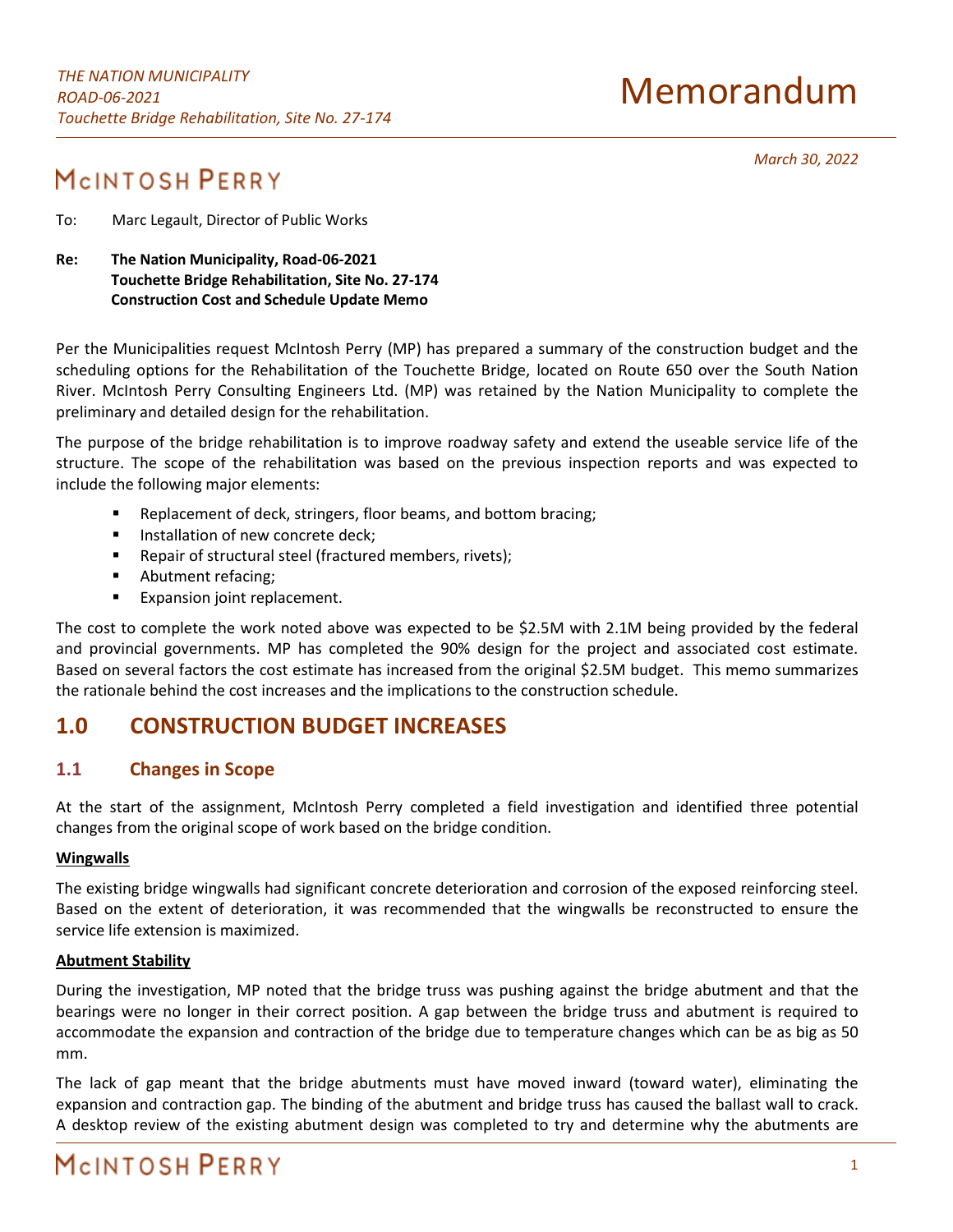*THE NATION MUNICIPALITY*
*ROAD-06-2021*
*Touchette Bridge Rehabilitation, Site No. 27-174*

# Memorandum

*March 30, 2022*

McINTOSH PERRY

To: Marc Legault, Director of Public Works

**Re: The Nation Municipality, Road-06-2021**
**Touchette Bridge Rehabilitation, Site No. 27-174**
**Construction Cost and Schedule Update Memo**

Per the Municipalities request McIntosh Perry (MP) has prepared a summary of the construction budget and the scheduling options for the Rehabilitation of the Touchette Bridge, located on Route 650 over the South Nation River. McIntosh Perry Consulting Engineers Ltd. (MP) was retained by the Nation Municipality to complete the preliminary and detailed design for the rehabilitation.

The purpose of the bridge rehabilitation is to improve roadway safety and extend the useable service life of the structure. The scope of the rehabilitation was based on the previous inspection reports and was expected to include the following major elements:

- Replacement of deck, stringers, floor beams, and bottom bracing;
- Installation of new concrete deck;
- Repair of structural steel (fractured members, rivets);
- Abutment refacing;
- Expansion joint replacement.

The cost to complete the work noted above was expected to be $2.5M with 2.1M being provided by the federal and provincial governments. MP has completed the 90% design for the project and associated cost estimate. Based on several factors the cost estimate has increased from the original $2.5M budget. This memo summarizes the rationale behind the cost increases and the implications to the construction schedule.

## 1.0 CONSTRUCTION BUDGET INCREASES

### 1.1 Changes in Scope

At the start of the assignment, McIntosh Perry completed a field investigation and identified three potential changes from the original scope of work based on the bridge condition.

**Wingwalls**

The existing bridge wingwalls had significant concrete deterioration and corrosion of the exposed reinforcing steel. Based on the extent of deterioration, it was recommended that the wingwalls be reconstructed to ensure the service life extension is maximized.

**Abutment Stability**

During the investigation, MP noted that the bridge truss was pushing against the bridge abutment and that the bearings were no longer in their correct position. A gap between the bridge truss and abutment is required to accommodate the expansion and contraction of the bridge due to temperature changes which can be as big as 50 mm.

The lack of gap meant that the bridge abutments must have moved inward (toward water), eliminating the expansion and contraction gap. The binding of the abutment and bridge truss has caused the ballast wall to crack. A desktop review of the existing abutment design was completed to try and determine why the abutments are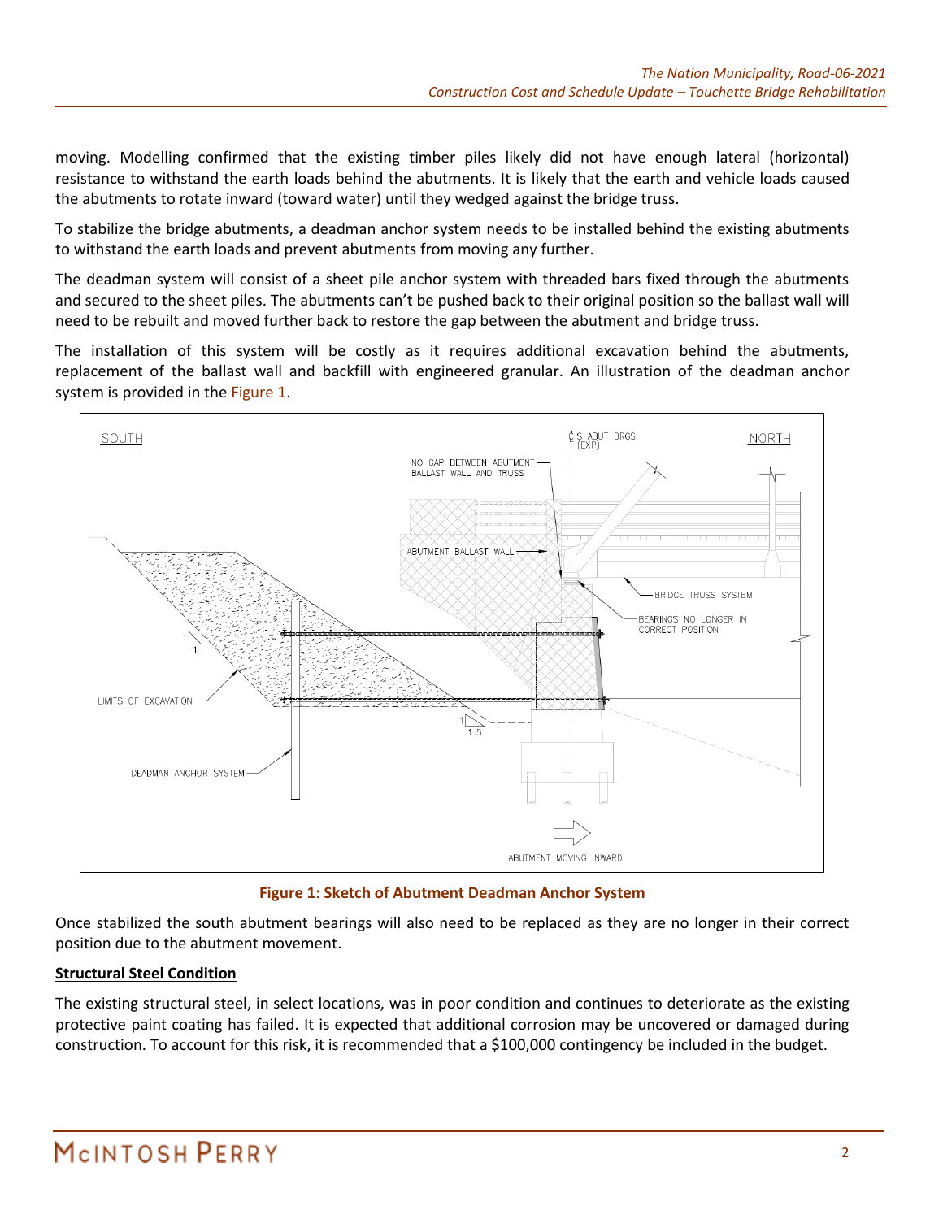moving. Modelling confirmed that the existing timber piles likely did not have enough lateral (horizontal) resistance to withstand the earth loads behind the abutments. It is likely that the earth and vehicle loads caused the abutments to rotate inward (toward water) until they wedged against the bridge truss.

To stabilize the bridge abutments, a deadman anchor system needs to be installed behind the existing abutments to withstand the earth loads and prevent abutments from moving any further.

The deadman system will consist of a sheet pile anchor system with threaded bars fixed through the abutments and secured to the sheet piles. The abutments can't be pushed back to their original position so the ballast wall will need to be rebuilt and moved further back to restore the gap between the abutment and bridge truss.

The installation of this system will be costly as it requires additional excavation behind the abutments, replacement of the ballast wall and backfill with engineered granular. An illustration of the deadman anchor system is provided in the Figure 1.

SOUTH

NORTH

℄ S ABUT BRGS (EXP)

NO GAP BETWEEN ABUTMENT BALLAST WALL AND TRUSS

ABUTMENT BALLAST WALL

BRIDGE TRUSS SYSTEM

BEARINGS NO LONGER IN CORRECT POSITION

1

1

LIMITS OF EXCAVATION

1

1.5

DEADMAN ANCHOR SYSTEM

ABUTMENT MOVING INWARD

**Figure 1: Sketch of Abutment Deadman Anchor System**

Once stabilized the south abutment bearings will also need to be replaced as they are no longer in their correct position due to the abutment movement.

**Structural Steel Condition**

The existing structural steel, in select locations, was in poor condition and continues to deteriorate as the existing protective paint coating has failed. It is expected that additional corrosion may be uncovered or damaged during construction. To account for this risk, it is recommended that a $100,000 contingency be included in the budget.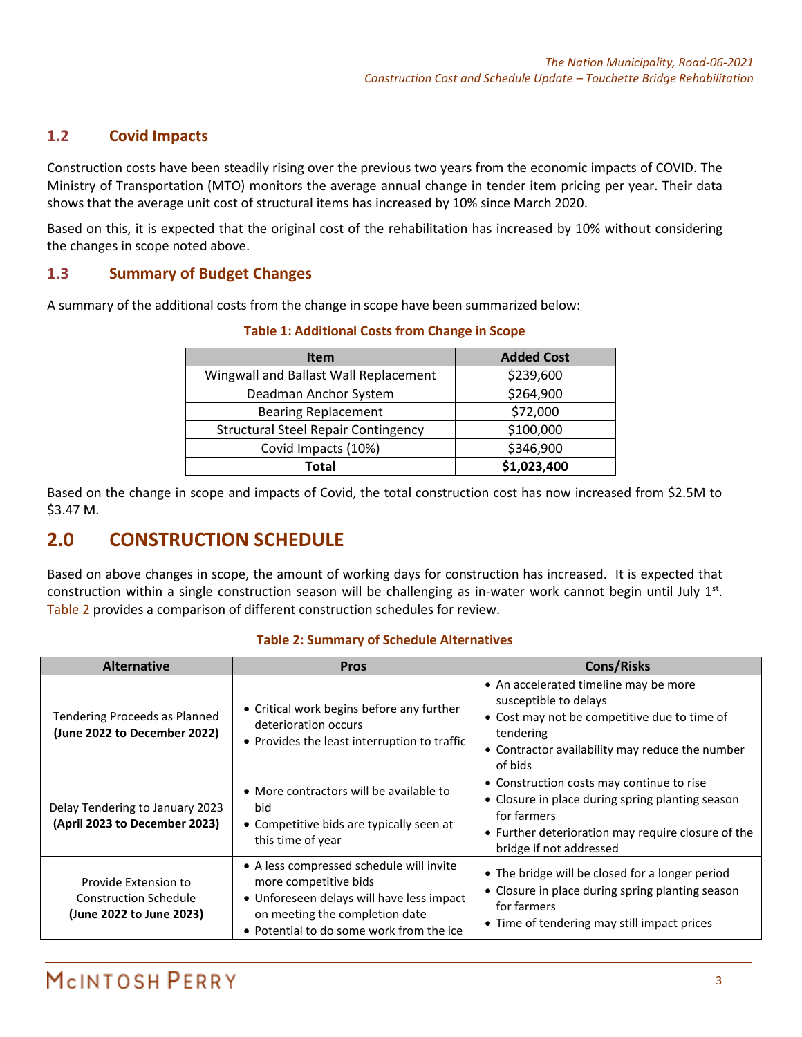## 1.2 Covid Impacts

Construction costs have been steadily rising over the previous two years from the economic impacts of COVID. The Ministry of Transportation (MTO) monitors the average annual change in tender item pricing per year. Their data shows that the average unit cost of structural items has increased by 10% since March 2020.

Based on this, it is expected that the original cost of the rehabilitation has increased by 10% without considering the changes in scope noted above.

## 1.3 Summary of Budget Changes

A summary of the additional costs from the change in scope have been summarized below:

**Table 1: Additional Costs from Change in Scope**

| Item | Added Cost |
|---|---|
| Wingwall and Ballast Wall Replacement | $239,600 |
| Deadman Anchor System | $264,900 |
| Bearing Replacement | $72,000 |
| Structural Steel Repair Contingency | $100,000 |
| Covid Impacts (10%) | $346,900 |
| **Total** | **$1,023,400** |

Based on the change in scope and impacts of Covid, the total construction cost has now increased from $2.5M to $3.47 M.

# 2.0 CONSTRUCTION SCHEDULE

Based on above changes in scope, the amount of working days for construction has increased. It is expected that construction within a single construction season will be challenging as in-water work cannot begin until July 1st. Table 2 provides a comparison of different construction schedules for review.

**Table 2: Summary of Schedule Alternatives**

| Alternative | Pros | Cons/Risks |
|---|---|---|
| Tendering Proceeds as Planned **(June 2022 to December 2022)** | • Critical work begins before any further deterioration occurs<br>• Provides the least interruption to traffic | • An accelerated timeline may be more susceptible to delays<br>• Cost may not be competitive due to time of tendering<br>• Contractor availability may reduce the number of bids |
| Delay Tendering to January 2023 **(April 2023 to December 2023)** | • More contractors will be available to bid<br>• Competitive bids are typically seen at this time of year | • Construction costs may continue to rise<br>• Closure in place during spring planting season for farmers<br>• Further deterioration may require closure of the bridge if not addressed |
| Provide Extension to Construction Schedule **(June 2022 to June 2023)** | • A less compressed schedule will invite more competitive bids<br>• Unforeseen delays will have less impact on meeting the completion date<br>• Potential to do some work from the ice | • The bridge will be closed for a longer period<br>• Closure in place during spring planting season for farmers<br>• Time of tendering may still impact prices |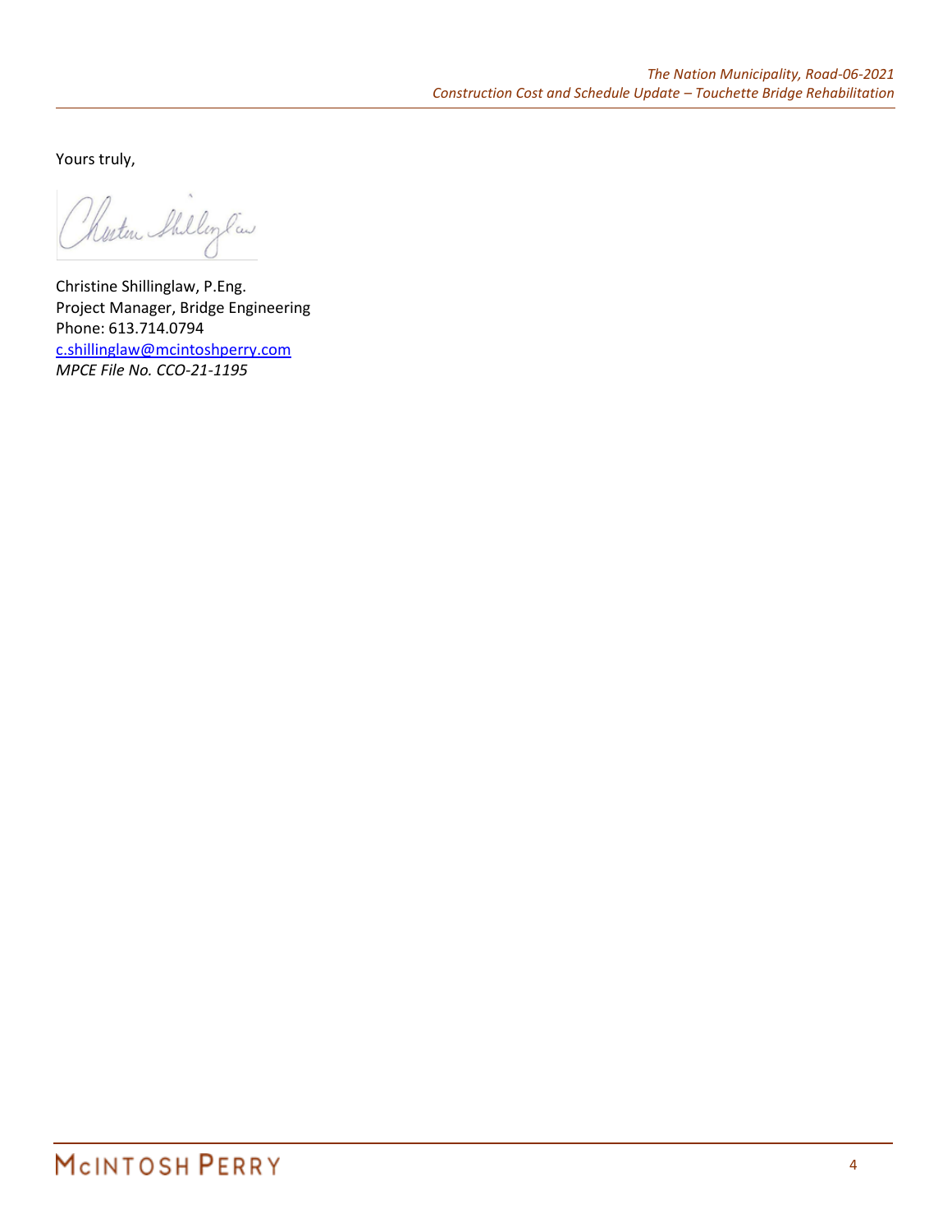Yours truly,

Christine Shillinglaw, P.Eng.
Project Manager, Bridge Engineering
Phone: 613.714.0794
c.shillinglaw@mcintoshperry.com
*MPCE File No. CCO-21-1195*